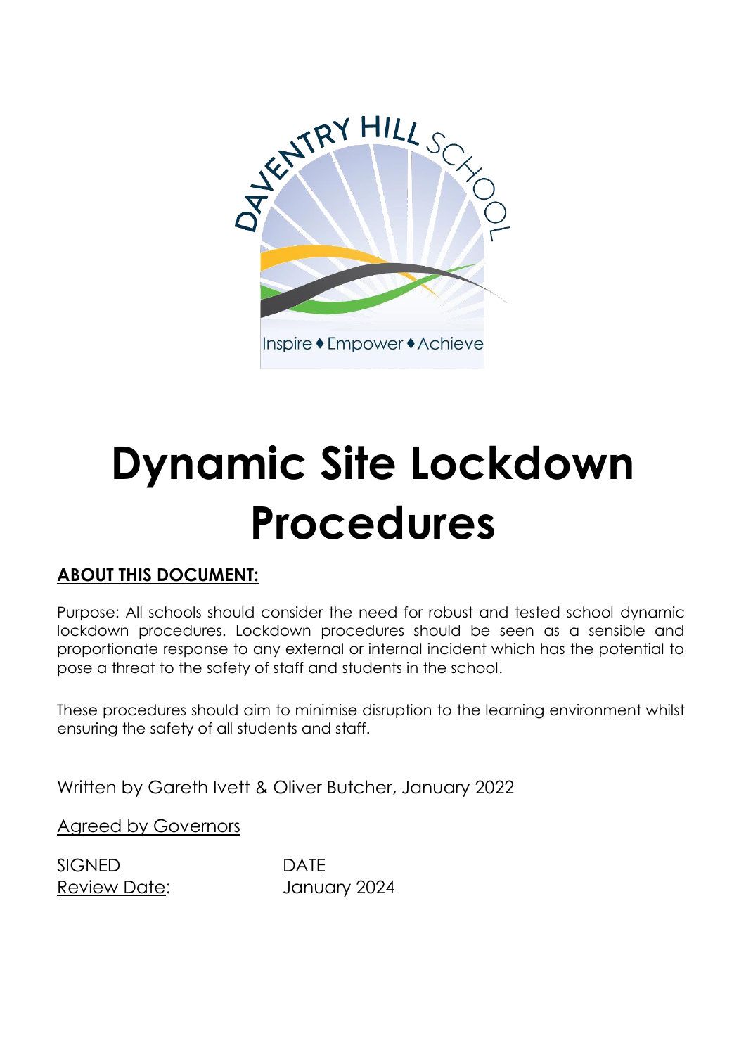# Dynamic Site Lockdown Procedures

## ABOUT THIS DOCUMENT:

Purpose: All schools should consider the need for robust and tested school dynamic lockdown procedures. Lockdown procedures should be seen as a sensible and proportionate response to any external or internal incident which has the potential to pose a threat to the safety of staff and students in the school.

These procedures should aim to minimise disruption to the learning environment whilst ensuring the safety of all students and staff.

Written by Gareth Ivett & Oliver Butcher, January 2022

Agreed by Governors

SIGNED DATE

Review Date: January 2024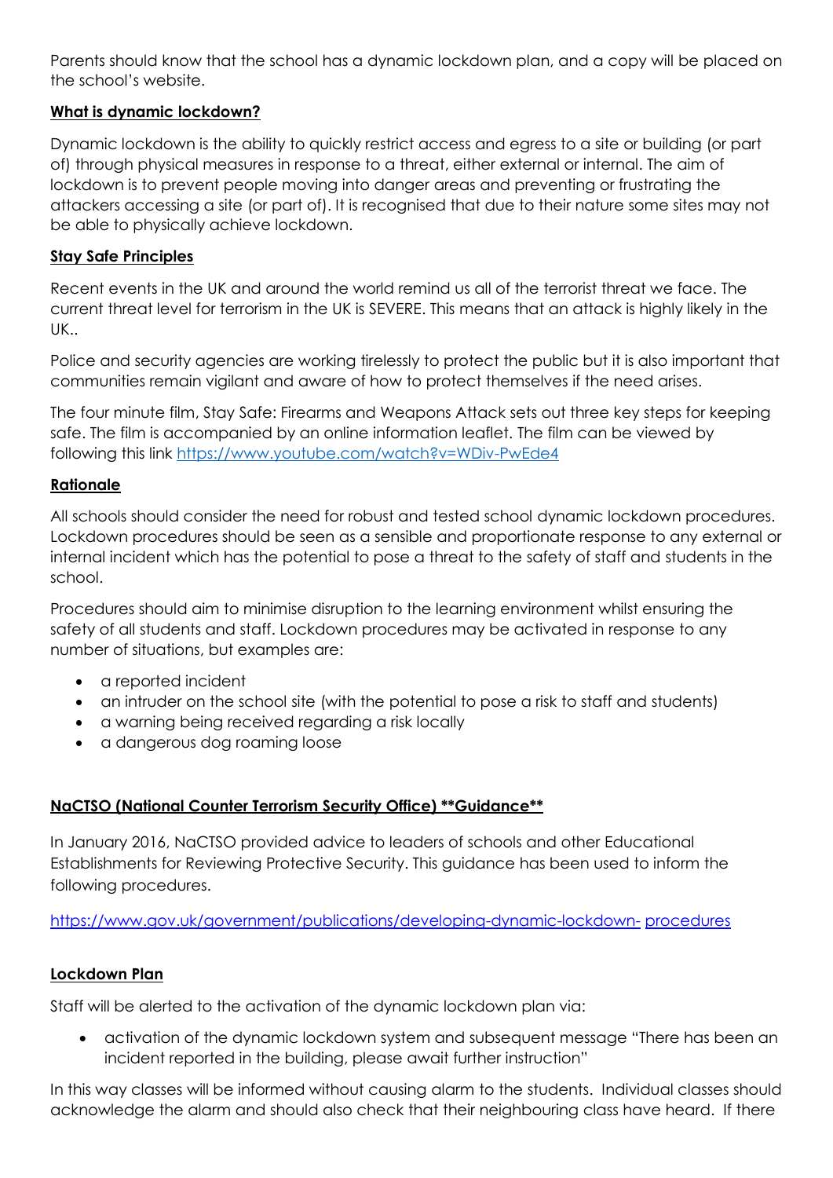Parents should know that the school has a dynamic lockdown plan, and a copy will be placed on the school's website.

## What is dynamic lockdown?

Dynamic lockdown is the ability to quickly restrict access and egress to a site or building (or part of) through physical measures in response to a threat, either external or internal. The aim of lockdown is to prevent people moving into danger areas and preventing or frustrating the attackers accessing a site (or part of). It is recognised that due to their nature some sites may not be able to physically achieve lockdown.

## Stay Safe Principles

Recent events in the UK and around the world remind us all of the terrorist threat we face. The current threat level for terrorism in the UK is SEVERE. This means that an attack is highly likely in the UK..

Police and security agencies are working tirelessly to protect the public but it is also important that communities remain vigilant and aware of how to protect themselves if the need arises.

The four minute film, Stay Safe: Firearms and Weapons Attack sets out three key steps for keeping safe. The film is accompanied by an online information leaflet. The film can be viewed by following this link https://www.youtube.com/watch?v=WDiv-PwEde4

## Rationale

All schools should consider the need for robust and tested school dynamic lockdown procedures. Lockdown procedures should be seen as a sensible and proportionate response to any external or internal incident which has the potential to pose a threat to the safety of staff and students in the school.

Procedures should aim to minimise disruption to the learning environment whilst ensuring the safety of all students and staff. Lockdown procedures may be activated in response to any number of situations, but examples are:

- a reported incident
- an intruder on the school site (with the potential to pose a risk to staff and students)
- a warning being received regarding a risk locally
- a dangerous dog roaming loose

## NaCTSO (National Counter Terrorism Security Office) **Guidance**

In January 2016, NaCTSO provided advice to leaders of schools and other Educational Establishments for Reviewing Protective Security. This guidance has been used to inform the following procedures.

https://www.gov.uk/government/publications/developing-dynamic-lockdown-procedures

## Lockdown Plan

Staff will be alerted to the activation of the dynamic lockdown plan via:

- activation of the dynamic lockdown system and subsequent message "There has been an incident reported in the building, please await further instruction"

In this way classes will be informed without causing alarm to the students. Individual classes should acknowledge the alarm and should also check that their neighbouring class have heard. If there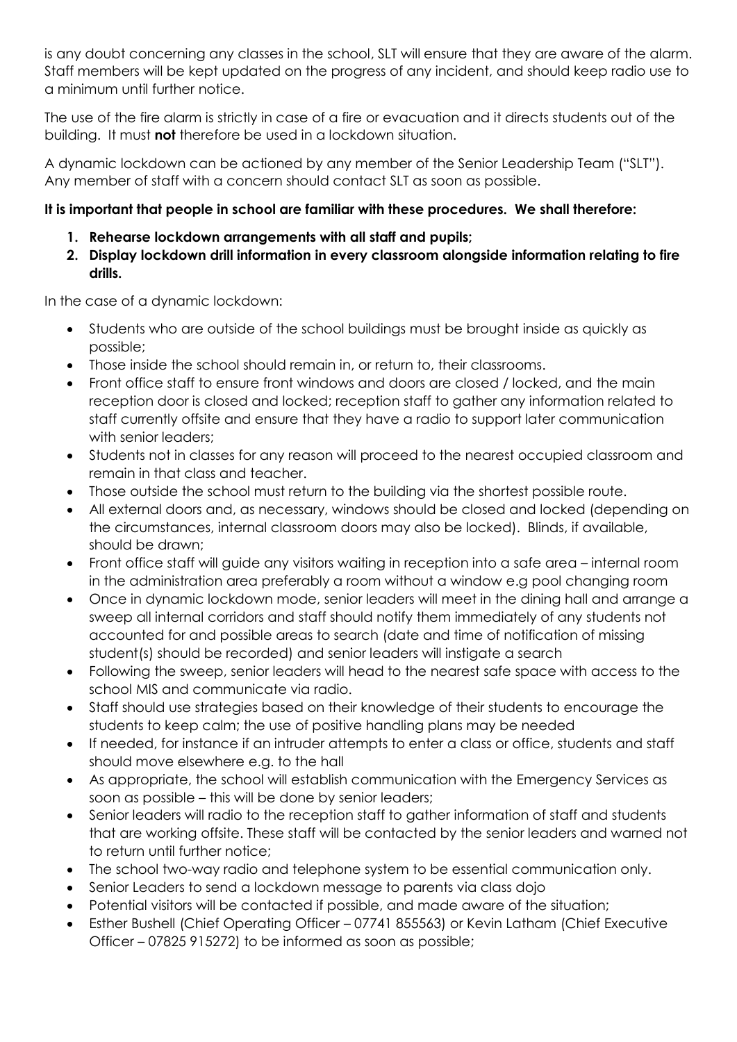is any doubt concerning any classes in the school, SLT will ensure that they are aware of the alarm. Staff members will be kept updated on the progress of any incident, and should keep radio use to a minimum until further notice.

The use of the fire alarm is strictly in case of a fire or evacuation and it directs students out of the building. It must **not** therefore be used in a lockdown situation.

A dynamic lockdown can be actioned by any member of the Senior Leadership Team ("SLT"). Any member of staff with a concern should contact SLT as soon as possible.

**It is important that people in school are familiar with these procedures. We shall therefore:**

1. **Rehearse lockdown arrangements with all staff and pupils;**
2. **Display lockdown drill information in every classroom alongside information relating to fire drills.**

In the case of a dynamic lockdown:

- Students who are outside of the school buildings must be brought inside as quickly as possible;
- Those inside the school should remain in, or return to, their classrooms.
- Front office staff to ensure front windows and doors are closed / locked, and the main reception door is closed and locked; reception staff to gather any information related to staff currently offsite and ensure that they have a radio to support later communication with senior leaders;
- Students not in classes for any reason will proceed to the nearest occupied classroom and remain in that class and teacher.
- Those outside the school must return to the building via the shortest possible route.
- All external doors and, as necessary, windows should be closed and locked (depending on the circumstances, internal classroom doors may also be locked). Blinds, if available, should be drawn;
- Front office staff will guide any visitors waiting in reception into a safe area – internal room in the administration area preferably a room without a window e.g pool changing room
- Once in dynamic lockdown mode, senior leaders will meet in the dining hall and arrange a sweep all internal corridors and staff should notify them immediately of any students not accounted for and possible areas to search (date and time of notification of missing student(s) should be recorded) and senior leaders will instigate a search
- Following the sweep, senior leaders will head to the nearest safe space with access to the school MIS and communicate via radio.
- Staff should use strategies based on their knowledge of their students to encourage the students to keep calm; the use of positive handling plans may be needed
- If needed, for instance if an intruder attempts to enter a class or office, students and staff should move elsewhere e.g. to the hall
- As appropriate, the school will establish communication with the Emergency Services as soon as possible – this will be done by senior leaders;
- Senior leaders will radio to the reception staff to gather information of staff and students that are working offsite. These staff will be contacted by the senior leaders and warned not to return until further notice;
- The school two-way radio and telephone system to be essential communication only.
- Senior Leaders to send a lockdown message to parents via class dojo
- Potential visitors will be contacted if possible, and made aware of the situation;
- Esther Bushell (Chief Operating Officer – 07741 855563) or Kevin Latham (Chief Executive Officer – 07825 915272) to be informed as soon as possible;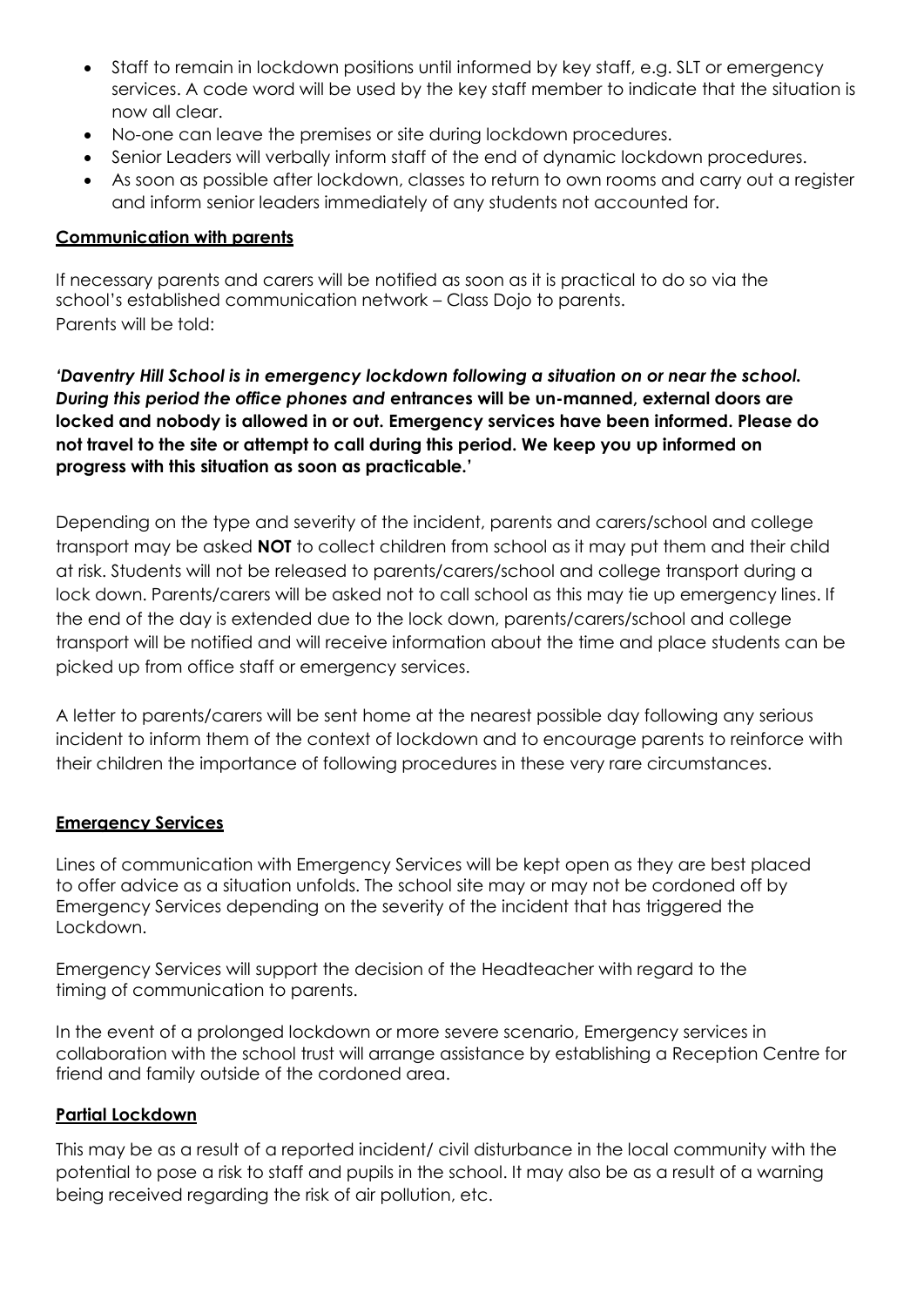- Staff to remain in lockdown positions until informed by key staff, e.g. SLT or emergency services. A code word will be used by the key staff member to indicate that the situation is now all clear.
- No-one can leave the premises or site during lockdown procedures.
- Senior Leaders will verbally inform staff of the end of dynamic lockdown procedures.
- As soon as possible after lockdown, classes to return to own rooms and carry out a register and inform senior leaders immediately of any students not accounted for.

## Communication with parents

If necessary parents and carers will be notified as soon as it is practical to do so via the school's established communication network – Class Dojo to parents.
Parents will be told:

***'Daventry Hill School is in emergency lockdown following a situation on or near the school. During this period the office phones and*** **entrances will be un-manned, external doors are locked and nobody is allowed in or out. Emergency services have been informed. Please do not travel to the site or attempt to call during this period. We keep you up informed on progress with this situation as soon as practicable.'**

Depending on the type and severity of the incident, parents and carers/school and college transport may be asked **NOT** to collect children from school as it may put them and their child at risk. Students will not be released to parents/carers/school and college transport during a lock down. Parents/carers will be asked not to call school as this may tie up emergency lines. If the end of the day is extended due to the lock down, parents/carers/school and college transport will be notified and will receive information about the time and place students can be picked up from office staff or emergency services.

A letter to parents/carers will be sent home at the nearest possible day following any serious incident to inform them of the context of lockdown and to encourage parents to reinforce with their children the importance of following procedures in these very rare circumstances.

## Emergency Services

Lines of communication with Emergency Services will be kept open as they are best placed to offer advice as a situation unfolds. The school site may or may not be cordoned off by Emergency Services depending on the severity of the incident that has triggered the Lockdown.

Emergency Services will support the decision of the Headteacher with regard to the timing of communication to parents.

In the event of a prolonged lockdown or more severe scenario, Emergency services in collaboration with the school trust will arrange assistance by establishing a Reception Centre for friend and family outside of the cordoned area.

## Partial Lockdown

This may be as a result of a reported incident/ civil disturbance in the local community with the potential to pose a risk to staff and pupils in the school. It may also be as a result of a warning being received regarding the risk of air pollution, etc.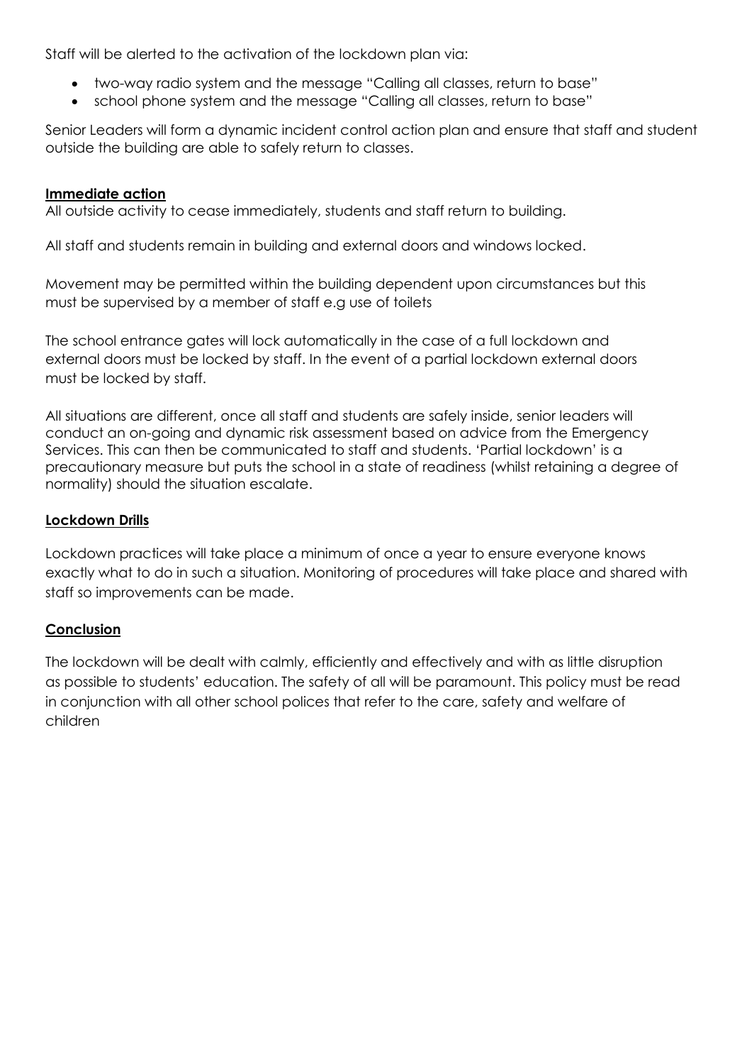Staff will be alerted to the activation of the lockdown plan via:

- two-way radio system and the message "Calling all classes, return to base"
- school phone system and the message "Calling all classes, return to base"

Senior Leaders will form a dynamic incident control action plan and ensure that staff and student outside the building are able to safely return to classes.

**Immediate action**

All outside activity to cease immediately, students and staff return to building.

All staff and students remain in building and external doors and windows locked.

Movement may be permitted within the building dependent upon circumstances but this must be supervised by a member of staff e.g use of toilets

The school entrance gates will lock automatically in the case of a full lockdown and external doors must be locked by staff. In the event of a partial lockdown external doors must be locked by staff.

All situations are different, once all staff and students are safely inside, senior leaders will conduct an on-going and dynamic risk assessment based on advice from the Emergency Services. This can then be communicated to staff and students. 'Partial lockdown' is a precautionary measure but puts the school in a state of readiness (whilst retaining a degree of normality) should the situation escalate.

**Lockdown Drills**

Lockdown practices will take place a minimum of once a year to ensure everyone knows exactly what to do in such a situation. Monitoring of procedures will take place and shared with staff so improvements can be made.

**Conclusion**

The lockdown will be dealt with calmly, efficiently and effectively and with as little disruption as possible to students' education. The safety of all will be paramount. This policy must be read in conjunction with all other school polices that refer to the care, safety and welfare of children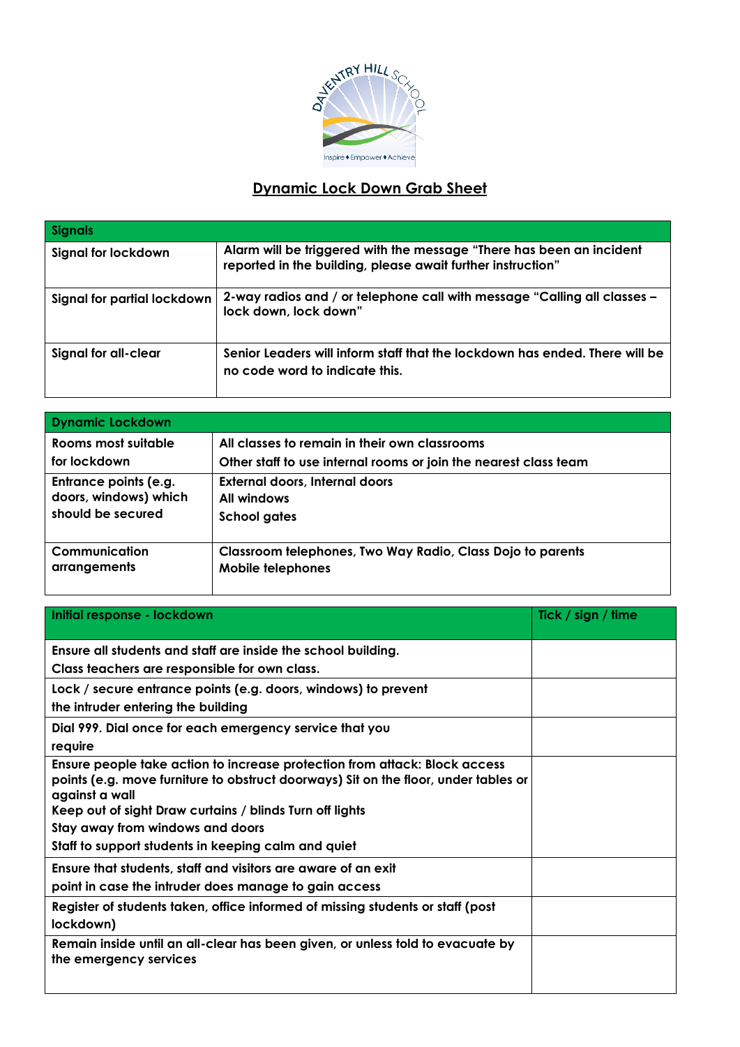## Dynamic Lock Down Grab Sheet

| Signals | |
|---|---|
| Signal for lockdown | Alarm will be triggered with the message "There has been an incident reported in the building, please await further instruction" |
| Signal for partial lockdown | 2-way radios and / or telephone call with message "Calling all classes – lock down, lock down" |
| Signal for all-clear | Senior Leaders will inform staff that the lockdown has ended. There will be no code word to indicate this. |

| Dynamic Lockdown | |
|---|---|
| Rooms most suitable for lockdown | All classes to remain in their own classrooms<br>Other staff to use internal rooms or join the nearest class team |
| Entrance points (e.g. doors, windows) which should be secured | External doors, Internal doors<br>All windows<br>School gates |
| Communication arrangements | Classroom telephones, Two Way Radio, Class Dojo to parents<br>Mobile telephones |

| Initial response - lockdown | Tick / sign / time |
|---|---|
| Ensure all students and staff are inside the school building.<br>Class teachers are responsible for own class. | |
| Lock / secure entrance points (e.g. doors, windows) to prevent the intruder entering the building | |
| Dial 999. Dial once for each emergency service that you require | |
| Ensure people take action to increase protection from attack: Block access points (e.g. move furniture to obstruct doorways) Sit on the floor, under tables or against a wall<br>Keep out of sight Draw curtains / blinds Turn off lights<br>Stay away from windows and doors<br>Staff to support students in keeping calm and quiet | |
| Ensure that students, staff and visitors are aware of an exit point in case the intruder does manage to gain access | |
| Register of students taken, office informed of missing students or staff (post lockdown) | |
| Remain inside until an all-clear has been given, or unless told to evacuate by the emergency services | |